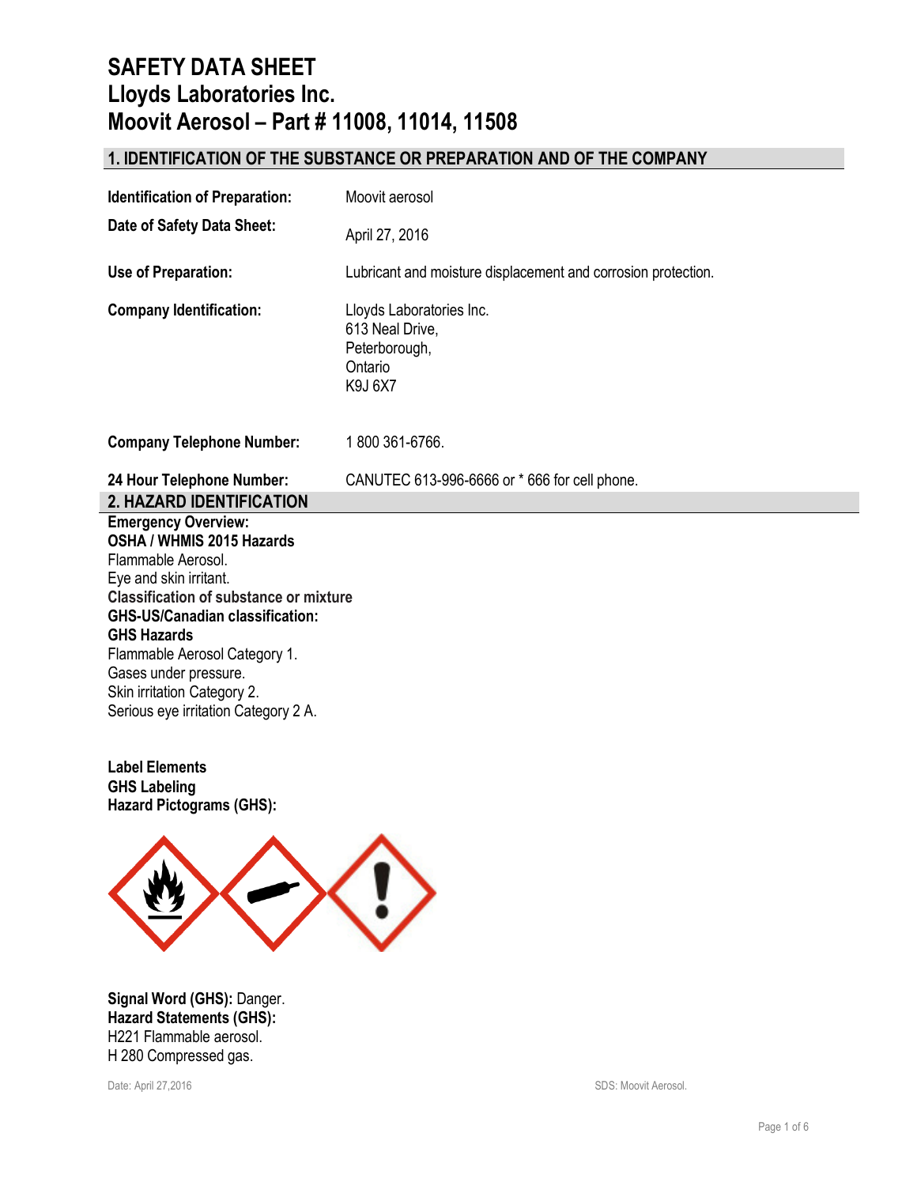# SAFETY DATA SHEET
# Lloyds Laboratories Inc.
# Moovit Aerosol – Part # 11008, 11014, 11508

## 1. IDENTIFICATION OF THE SUBSTANCE OR PREPARATION AND OF THE COMPANY

**Identification of Preparation:** Moovit aerosol

**Date of Safety Data Sheet:** April 27, 2016

**Use of Preparation:** Lubricant and moisture displacement and corrosion protection.

**Company Identification:** Lloyds Laboratories Inc.
613 Neal Drive,
Peterborough,
Ontario
K9J 6X7

**Company Telephone Number:** 1 800 361-6766.

**24 Hour Telephone Number:** CANUTEC 613-996-6666 or * 666 for cell phone.

## 2. HAZARD IDENTIFICATION

**Emergency Overview:**
**OSHA / WHMIS 2015 Hazards**
Flammable Aerosol.
Eye and skin irritant.
**Classification of substance or mixture**
**GHS-US/Canadian classification:**
**GHS Hazards**
Flammable Aerosol Category 1.
Gases under pressure.
Skin irritation Category 2.
Serious eye irritation Category 2 A.

**Label Elements**
**GHS Labeling**
**Hazard Pictograms (GHS):**

**Signal Word (GHS):** Danger.
**Hazard Statements (GHS):**
H221 Flammable aerosol.
H 280 Compressed gas.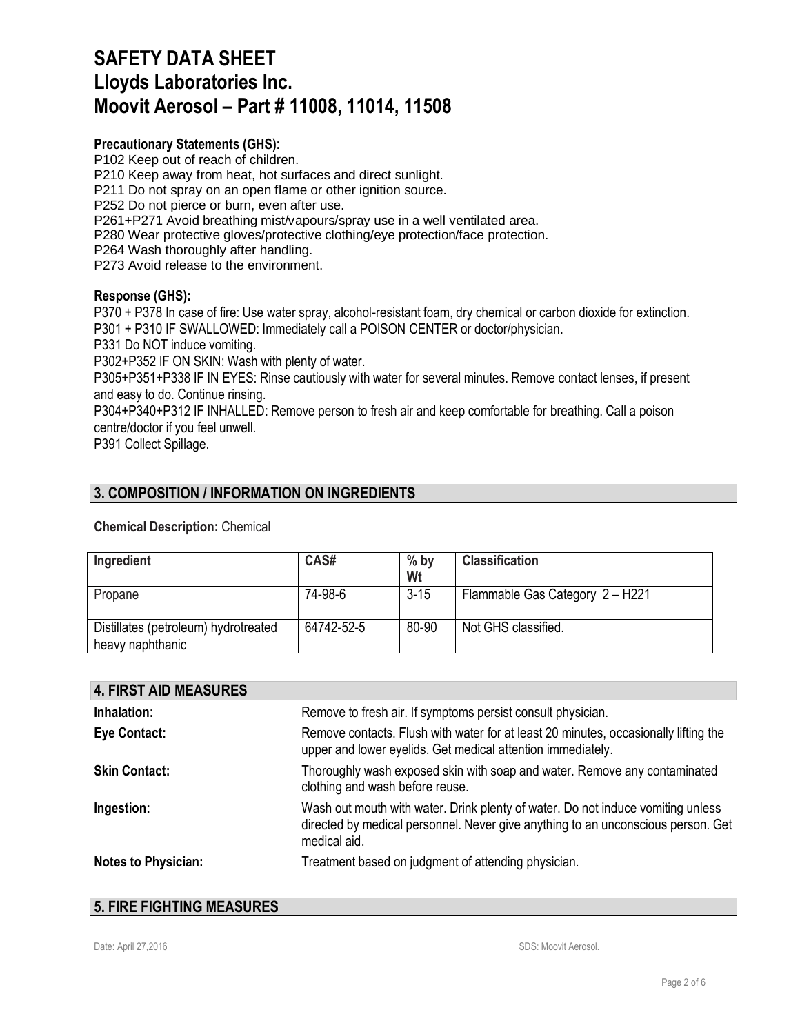# SAFETY DATA SHEET
# Lloyds Laboratories Inc.
# Moovit Aerosol – Part # 11008, 11014, 11508

**Precautionary Statements (GHS):**

P102 Keep out of reach of children.
P210 Keep away from heat, hot surfaces and direct sunlight.
P211 Do not spray on an open flame or other ignition source.
P252 Do not pierce or burn, even after use.
P261+P271 Avoid breathing mist/vapours/spray use in a well ventilated area.
P280 Wear protective gloves/protective clothing/eye protection/face protection.
P264 Wash thoroughly after handling.
P273 Avoid release to the environment.

**Response (GHS):**

P370 + P378 In case of fire: Use water spray, alcohol-resistant foam, dry chemical or carbon dioxide for extinction.
P301 + P310 IF SWALLOWED: Immediately call a POISON CENTER or doctor/physician.
P331 Do NOT induce vomiting.
P302+P352 IF ON SKIN: Wash with plenty of water.
P305+P351+P338 IF IN EYES: Rinse cautiously with water for several minutes. Remove contact lenses, if present and easy to do. Continue rinsing.
P304+P340+P312 IF INHALLED: Remove person to fresh air and keep comfortable for breathing. Call a poison centre/doctor if you feel unwell.
P391 Collect Spillage.

## 3. COMPOSITION / INFORMATION ON INGREDIENTS

**Chemical Description:** Chemical

| Ingredient | CAS# | % by Wt | Classification |
|---|---|---|---|
| Propane | 74-98-6 | 3-15 | Flammable Gas Category 2 – H221 |
| Distillates (petroleum) hydrotreated heavy naphthanic | 64742-52-5 | 80-90 | Not GHS classified. |

## 4. FIRST AID MEASURES

**Inhalation:** Remove to fresh air. If symptoms persist consult physician.

**Eye Contact:** Remove contacts. Flush with water for at least 20 minutes, occasionally lifting the upper and lower eyelids. Get medical attention immediately.

**Skin Contact:** Thoroughly wash exposed skin with soap and water. Remove any contaminated clothing and wash before reuse.

**Ingestion:** Wash out mouth with water. Drink plenty of water. Do not induce vomiting unless directed by medical personnel. Never give anything to an unconscious person. Get medical aid.

**Notes to Physician:** Treatment based on judgment of attending physician.

## 5. FIRE FIGHTING MEASURES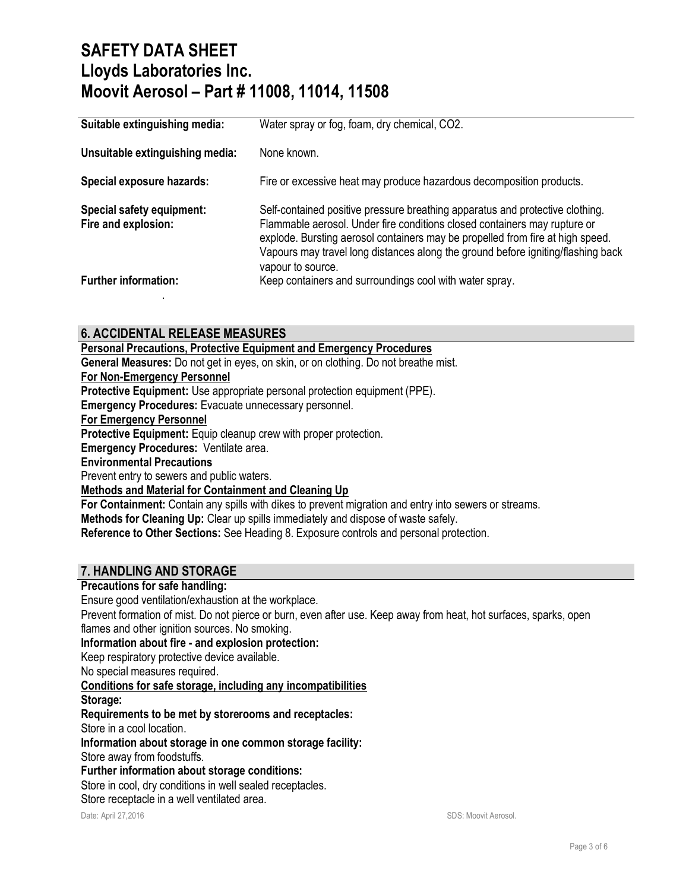| | |
|---|---|
| **Suitable extinguishing media:** | Water spray or fog, foam, dry chemical, $CO_2$. |
| **Unsuitable extinguishing media:** | None known. |
| **Special exposure hazards:** | Fire or excessive heat may produce hazardous decomposition products. |
| **Special safety equipment:** | Self-contained positive pressure breathing apparatus and protective clothing. |
| **Fire and explosion:** | Flammable aerosol. Under fire conditions closed containers may rupture or explode. Bursting aerosol containers may be propelled from fire at high speed. Vapours may travel long distances along the ground before igniting/flashing back vapour to source. |
| **Further information:** | Keep containers and surroundings cool with water spray. |

## 6. ACCIDENTAL RELEASE MEASURES

**Personal Precautions, Protective Equipment and Emergency Procedures**

**General Measures:** Do not get in eyes, on skin, or on clothing. Do not breathe mist.

**For Non-Emergency Personnel**

**Protective Equipment:** Use appropriate personal protection equipment (PPE).

**Emergency Procedures:** Evacuate unnecessary personnel.

**For Emergency Personnel**

**Protective Equipment:** Equip cleanup crew with proper protection.

**Emergency Procedures:** Ventilate area.

**Environmental Precautions**

Prevent entry to sewers and public waters.

**Methods and Material for Containment and Cleaning Up**

**For Containment:** Contain any spills with dikes to prevent migration and entry into sewers or streams.

**Methods for Cleaning Up:** Clear up spills immediately and dispose of waste safely.

**Reference to Other Sections:** See Heading 8. Exposure controls and personal protection.

## 7. HANDLING AND STORAGE

**Precautions for safe handling:**

Ensure good ventilation/exhaustion at the workplace.

Prevent formation of mist. Do not pierce or burn, even after use. Keep away from heat, hot surfaces, sparks, open flames and other ignition sources. No smoking.

**Information about fire - and explosion protection:**

Keep respiratory protective device available.

No special measures required.

**Conditions for safe storage, including any incompatibilities**

**Storage:**

**Requirements to be met by storerooms and receptacles:**

Store in a cool location.

**Information about storage in one common storage facility:**

Store away from foodstuffs.

**Further information about storage conditions:**

Store in cool, dry conditions in well sealed receptacles.

Store receptacle in a well ventilated area.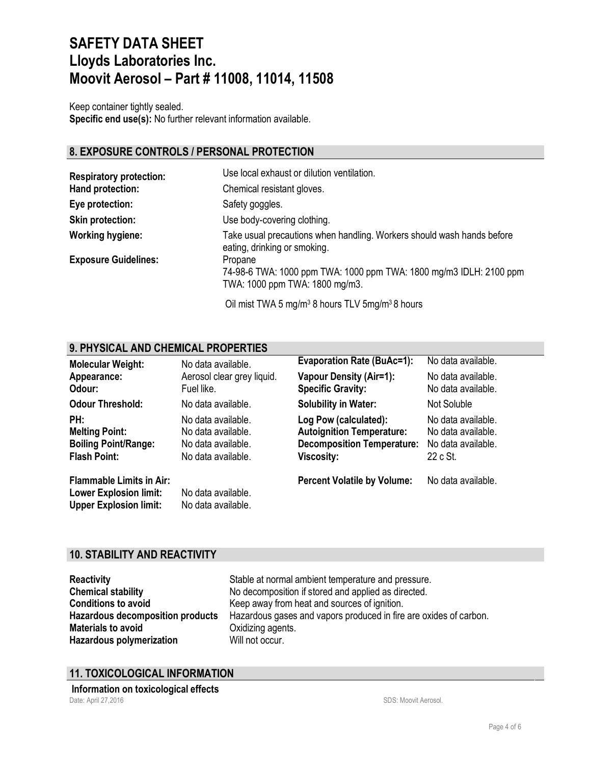Keep container tightly sealed.
**Specific end use(s):** No further relevant information available.

## 8. EXPOSURE CONTROLS / PERSONAL PROTECTION

| | |
|---|---|
| **Respiratory protection:** | Use local exhaust or dilution ventilation. |
| **Hand protection:** | Chemical resistant gloves. |
| **Eye protection:** | Safety goggles. |
| **Skin protection:** | Use body-covering clothing. |
| **Working hygiene:** | Take usual precautions when handling. Workers should wash hands before eating, drinking or smoking. |
| **Exposure Guidelines:** | Propane<br>74-98-6 TWA: 1000 ppm TWA: 1000 ppm TWA: 1800 mg/m3 IDLH: 2100 ppm TWA: 1000 ppm TWA: 1800 mg/m3.<br><br>Oil mist TWA 5 mg/m$^3$ 8 hours TLV 5mg/m$^3$ 8 hours |

## 9. PHYSICAL AND CHEMICAL PROPERTIES

| | | | |
|---|---|---|---|
| **Molecular Weight:** | No data available. | **Evaporation Rate (BuAc=1):** | No data available. |
| **Appearance:** | Aerosol clear grey liquid. | **Vapour Density (Air=1):** | No data available. |
| **Odour:** | Fuel like. | **Specific Gravity:** | No data available. |
| **Odour Threshold:** | No data available. | **Solubility in Water:** | Not Soluble |
| **PH:** | No data available. | **Log Pow (calculated):** | No data available. |
| **Melting Point:** | No data available. | **Autoignition Temperature:** | No data available. |
| **Boiling Point/Range:** | No data available. | **Decomposition Temperature:** | No data available. |
| **Flash Point:** | No data available. | **Viscosity:** | 22 c St. |
| **Flammable Limits in Air:** | | **Percent Volatile by Volume:** | No data available. |
| **Lower Explosion limit:** | No data available. | | |
| **Upper Explosion limit:** | No data available. | | |

## 10. STABILITY AND REACTIVITY

| | |
|---|---|
| **Reactivity** | Stable at normal ambient temperature and pressure. |
| **Chemical stability** | No decomposition if stored and applied as directed. |
| **Conditions to avoid** | Keep away from heat and sources of ignition. |
| **Hazardous decomposition products** | Hazardous gases and vapors produced in fire are oxides of carbon. |
| **Materials to avoid** | Oxidizing agents. |
| **Hazardous polymerization** | Will not occur. |

## 11. TOXICOLOGICAL INFORMATION

**Information on toxicological effects**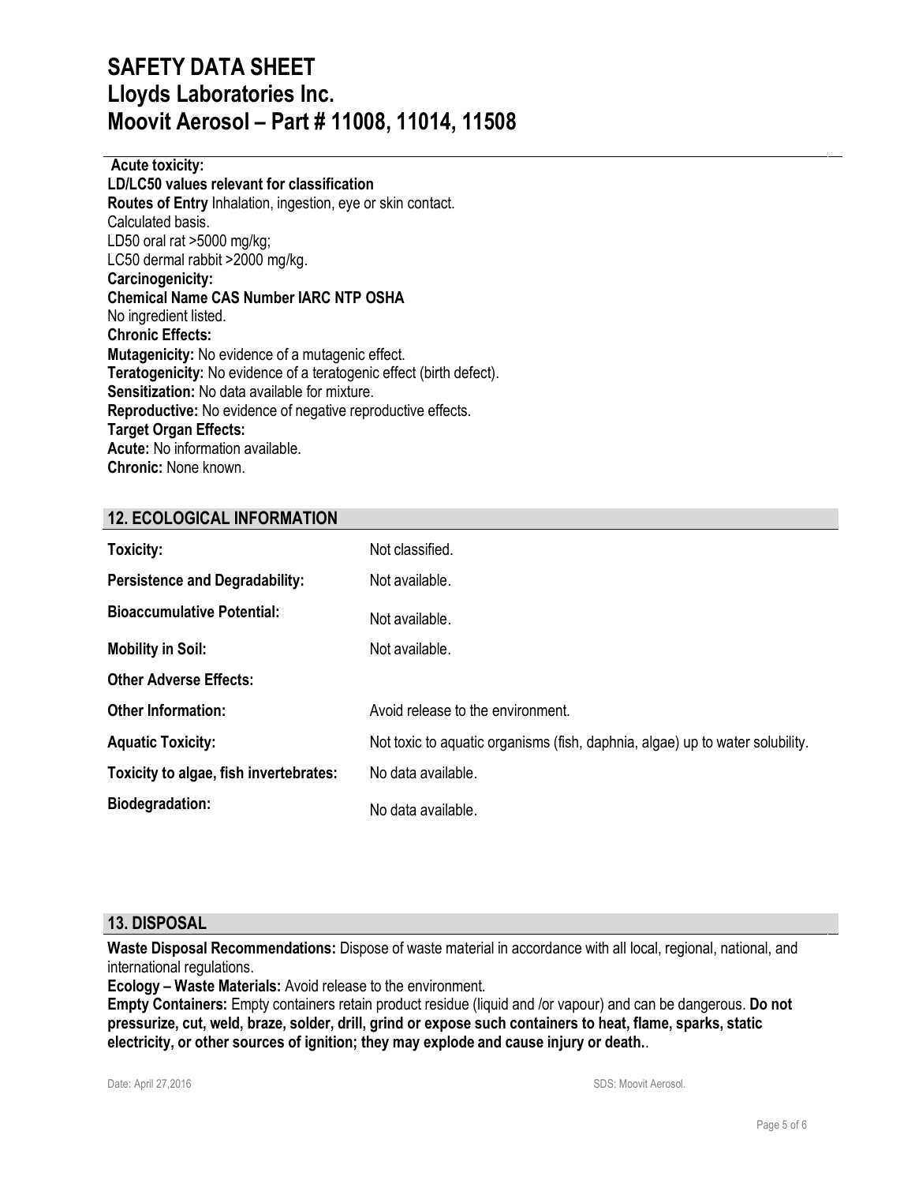**Acute toxicity:**

**LD/LC50 values relevant for classification**

**Routes of Entry** Inhalation, ingestion, eye or skin contact.

Calculated basis.

LD50 oral rat >5000 mg/kg;

LC50 dermal rabbit >2000 mg/kg.

**Carcinogenicity:**

**Chemical Name CAS Number IARC NTP OSHA**

No ingredient listed.

**Chronic Effects:**

**Mutagenicity:** No evidence of a mutagenic effect.

**Teratogenicity:** No evidence of a teratogenic effect (birth defect).

**Sensitization:** No data available for mixture.

**Reproductive:** No evidence of negative reproductive effects.

**Target Organ Effects:**

**Acute:** No information available.

**Chronic:** None known.

## 12. ECOLOGICAL INFORMATION

| | |
|---|---|
| **Toxicity:** | Not classified. |
| **Persistence and Degradability:** | Not available. |
| **Bioaccumulative Potential:** | Not available. |
| **Mobility in Soil:** | Not available. |
| **Other Adverse Effects:** | |
| **Other Information:** | Avoid release to the environment. |
| **Aquatic Toxicity:** | Not toxic to aquatic organisms (fish, daphnia, algae) up to water solubility. |
| **Toxicity to algae, fish invertebrates:** | No data available. |
| **Biodegradation:** | No data available. |

## 13. DISPOSAL

**Waste Disposal Recommendations:** Dispose of waste material in accordance with all local, regional, national, and international regulations.

**Ecology – Waste Materials:** Avoid release to the environment.

**Empty Containers:** Empty containers retain product residue (liquid and /or vapour) and can be dangerous. **Do not pressurize, cut, weld, braze, solder, drill, grind or expose such containers to heat, flame, sparks, static electricity, or other sources of ignition; they may explode and cause injury or death.**.

Date: April 27,2016 SDS: Moovit Aerosol.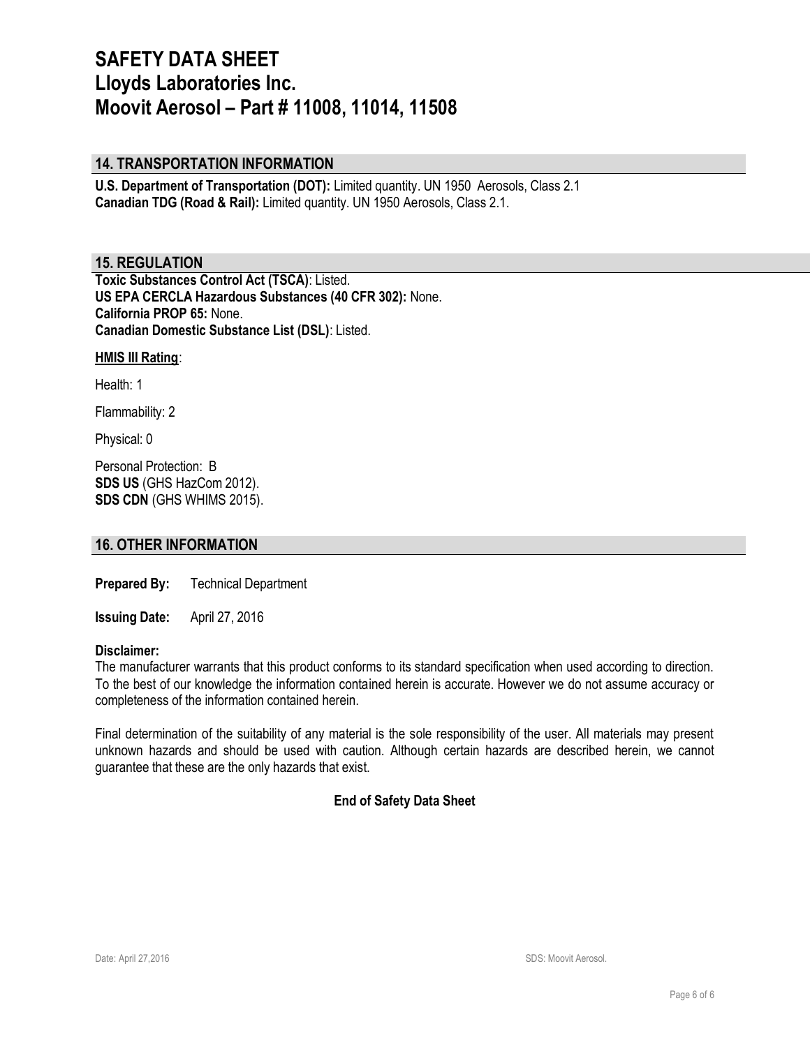# SAFETY DATA SHEET
# Lloyds Laboratories Inc.
# Moovit Aerosol – Part # 11008, 11014, 11508

## 14. TRANSPORTATION INFORMATION

**U.S. Department of Transportation (DOT):** Limited quantity. UN 1950 Aerosols, Class 2.1
**Canadian TDG (Road & Rail):** Limited quantity. UN 1950 Aerosols, Class 2.1.

## 15. REGULATION

**Toxic Substances Control Act (TSCA)**: Listed.
**US EPA CERCLA Hazardous Substances (40 CFR 302):** None.
**California PROP 65:** None.
**Canadian Domestic Substance List (DSL)**: Listed.

**HMIS III Rating**:

Health: 1

Flammability: 2

Physical: 0

Personal Protection: B
**SDS US** (GHS HazCom 2012).
**SDS CDN** (GHS WHIMS 2015).

## 16. OTHER INFORMATION

**Prepared By:** Technical Department

**Issuing Date:** April 27, 2016

**Disclaimer:**
The manufacturer warrants that this product conforms to its standard specification when used according to direction. To the best of our knowledge the information contained herein is accurate. However we do not assume accuracy or completeness of the information contained herein.

Final determination of the suitability of any material is the sole responsibility of the user. All materials may present unknown hazards and should be used with caution. Although certain hazards are described herein, we cannot guarantee that these are the only hazards that exist.

**End of Safety Data Sheet**